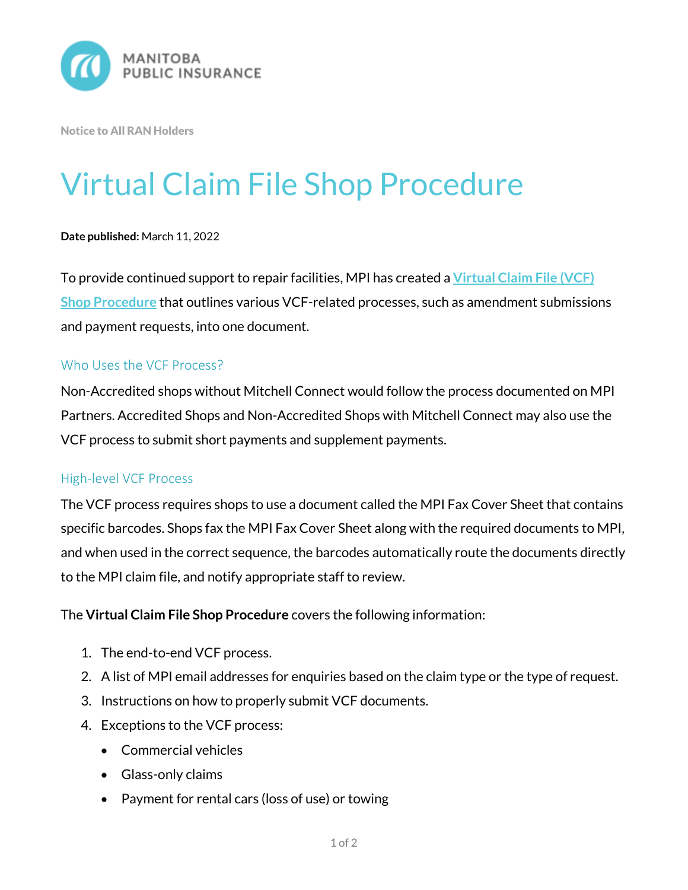MANITOBA PUBLIC INSURANCE

Notice to All RAN Holders

# Virtual Claim File Shop Procedure

**Date published:** March 11, 2022

To provide continued support to repair facilities, MPI has created a Virtual Claim File (VCF) Shop Procedure that outlines various VCF-related processes, such as amendment submissions and payment requests, into one document.

## Who Uses the VCF Process?

Non-Accredited shops without Mitchell Connect would follow the process documented on MPI Partners. Accredited Shops and Non-Accredited Shops with Mitchell Connect may also use the VCF process to submit short payments and supplement payments.

## High-level VCF Process

The VCF process requires shops to use a document called the MPI Fax Cover Sheet that contains specific barcodes. Shops fax the MPI Fax Cover Sheet along with the required documents to MPI, and when used in the correct sequence, the barcodes automatically route the documents directly to the MPI claim file, and notify appropriate staff to review.

The **Virtual Claim File Shop Procedure** covers the following information:

1. The end-to-end VCF process.
2. A list of MPI email addresses for enquiries based on the claim type or the type of request.
3. Instructions on how to properly submit VCF documents.
4. Exceptions to the VCF process:
   - Commercial vehicles
   - Glass-only claims
   - Payment for rental cars (loss of use) or towing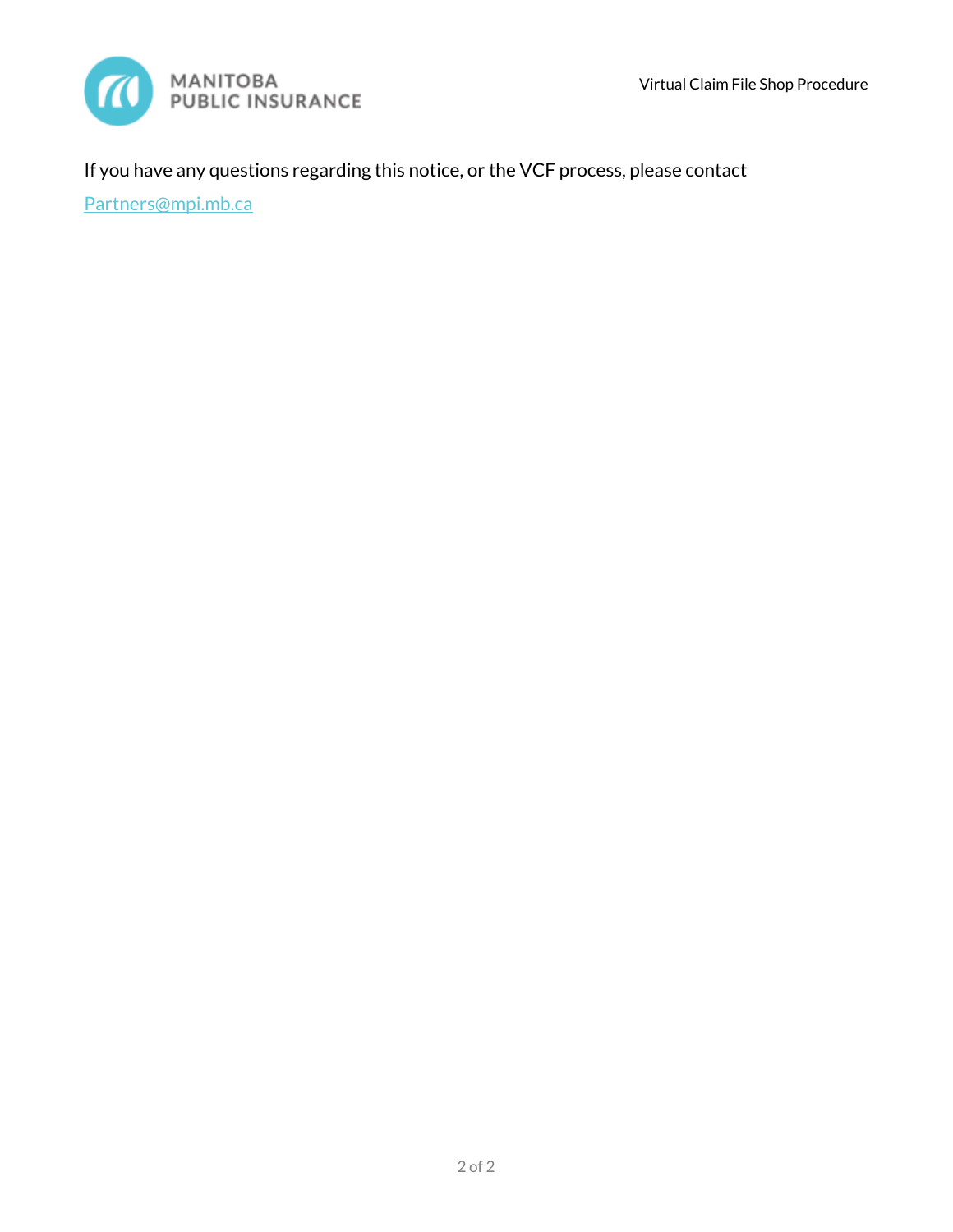If you have any questions regarding this notice, or the VCF process, please contact

Partners@mpi.mb.ca